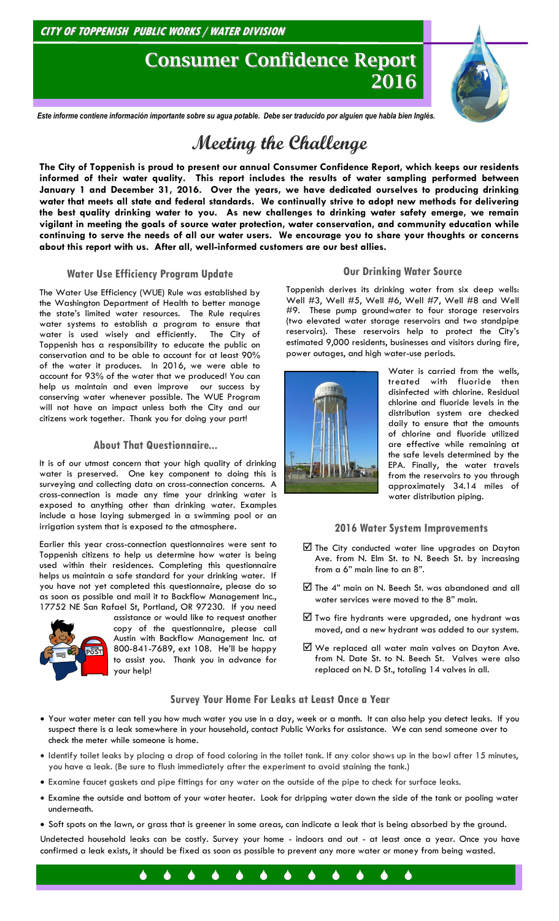**CITY OF TOPPENISH PUBLIC WORKS / WATER DIVISION**

# Consumer Confidence Report 2016

*Este informe contiene información importante sobre su agua potable. Debe ser traducido por alguien que habla bien Inglés.*

## Meeting the Challenge

**The City of Toppenish is proud to present our annual Consumer Confidence Report, which keeps our residents informed of their water quality. This report includes the results of water sampling performed between January 1 and December 31, 2016. Over the years, we have dedicated ourselves to producing drinking water that meets all state and federal standards. We continually strive to adopt new methods for delivering the best quality drinking water to you. As new challenges to drinking water safety emerge, we remain vigilant in meeting the goals of source water protection, water conservation, and community education while continuing to serve the needs of all our water users. We encourage you to share your thoughts or concerns about this report with us. After all, well-informed customers are our best allies.**

### Water Use Efficiency Program Update

The Water Use Efficiency (WUE) Rule was established by the Washington Department of Health to better manage the state's limited water resources. The Rule requires water systems to establish a program to ensure that water is used wisely and efficiently. The City of Toppenish has a responsibility to educate the public on conservation and to be able to account for at least 90% of the water it produces. In 2016, we were able to account for 93% of the water that we produced! You can help us maintain and even improve our success by conserving water whenever possible. The WUE Program will not have an impact unless both the City and our citizens work together. Thank you for doing your part!

### About That Questionnaire...

It is of our utmost concern that your high quality of drinking water is preserved. One key component to doing this is surveying and collecting data on cross-connection concerns. A cross-connection is made any time your drinking water is exposed to anything other than drinking water. Examples include a hose laying submerged in a swimming pool or an irrigation system that is exposed to the atmosphere.

Earlier this year cross-connection questionnaires were sent to Toppenish citizens to help us determine how water is being used within their residences. Completing this questionnaire helps us maintain a safe standard for your drinking water. If you have not yet completed this questionnaire, please do so as soon as possible and mail it to Backflow Management Inc., 17752 NE San Rafael St, Portland, OR 97230. If you need assistance or would like to request another copy of the questionnaire, please call Austin with Backflow Management Inc. at 800-841-7689, ext 108. He'll be happy to assist you. Thank you in advance for your help!

### Our Drinking Water Source

Toppenish derives its drinking water from six deep wells: Well #3, Well #5, Well #6, Well #7, Well #8 and Well #9. These pump groundwater to four storage reservoirs (two elevated water storage reservoirs and two standpipe reservoirs). These reservoirs help to protect the City's estimated 9,000 residents, businesses and visitors during fire, power outages, and high water-use periods.

Water is carried from the wells, treated with fluoride then disinfected with chlorine. Residual chlorine and fluoride levels in the distribution system are checked daily to ensure that the amounts of chlorine and fluoride utilized are effective while remaining at the safe levels determined by the EPA. Finally, the water travels from the reservoirs to you through approximately 34.14 miles of water distribution piping.

### 2016 Water System Improvements

- ☑ The City conducted water line upgrades on Dayton Ave. from N. Elm St. to N. Beech St. by increasing from a 6" main line to an 8".
- ☑ The 4" main on N. Beech St. was abandoned and all water services were moved to the 8" main.
- ☑ Two fire hydrants were upgraded, one hydrant was moved, and a new hydrant was added to our system.
- ☑ We replaced all water main valves on Dayton Ave. from N. Date St. to N. Beech St. Valves were also replaced on N. D St., totaling 14 valves in all.

### Survey Your Home For Leaks at Least Once a Year

- Your water meter can tell you how much water you use in a day, week or a month. It can also help you detect leaks. If you suspect there is a leak somewhere in your household, contact Public Works for assistance. We can send someone over to check the meter while someone is home.
- Identify toilet leaks by placing a drop of food coloring in the toilet tank. If any color shows up in the bowl after 15 minutes, you have a leak. (Be sure to flush immediately after the experiment to avoid staining the tank.)
- Examine faucet gaskets and pipe fittings for any water on the outside of the pipe to check for surface leaks.
- Examine the outside and bottom of your water heater. Look for dripping water down the side of the tank or pooling water underneath.
- Soft spots on the lawn, or grass that is greener in some areas, can indicate a leak that is being absorbed by the ground.

Undetected household leaks can be costly. Survey your home - indoors and out - at least once a year. Once you have confirmed a leak exists, it should be fixed as soon as possible to prevent any more water or money from being wasted.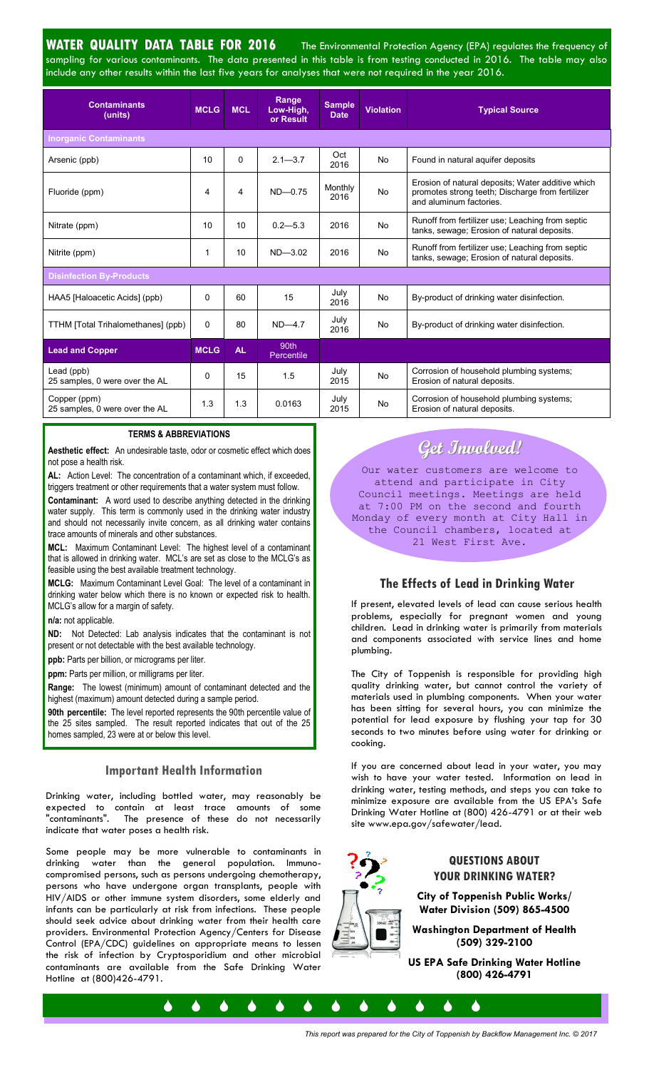## WATER QUALITY DATA TABLE FOR 2016

The Environmental Protection Agency (EPA) regulates the frequency of sampling for various contaminants. The data presented in this table is from testing conducted in 2016. The table may also include any other results within the last five years for analyses that were not required in the year 2016.

| Contaminants (units) | MCLG | MCL | Range Low-High, or Result | Sample Date | Violation | Typical Source |
|---|---|---|---|---|---|---|
| **Inorganic Contaminants** | | | | | | |
| Arsenic (ppb) | 10 | 0 | 2.1—3.7 | Oct 2016 | No | Found in natural aquifer deposits |
| Fluoride (ppm) | 4 | 4 | ND—0.75 | Monthly 2016 | No | Erosion of natural deposits; Water additive which promotes strong teeth; Discharge from fertilizer and aluminum factories. |
| Nitrate (ppm) | 10 | 10 | 0.2—5.3 | 2016 | No | Runoff from fertilizer use; Leaching from septic tanks, sewage; Erosion of natural deposits. |
| Nitrite (ppm) | 1 | 10 | ND—3.02 | 2016 | No | Runoff from fertilizer use; Leaching from septic tanks, sewage; Erosion of natural deposits. |
| **Disinfection By-Products** | | | | | | |
| HAA5 [Haloacetic Acids] (ppb) | 0 | 60 | 15 | July 2016 | No | By-product of drinking water disinfection. |
| TTHM [Total Trihalomethanes] (ppb) | 0 | 80 | ND—4.7 | July 2016 | No | By-product of drinking water disinfection. |
| **Lead and Copper** | **MCLG** | **AL** | **90th Percentile** | | | |
| Lead (ppb) 25 samples, 0 were over the AL | 0 | 15 | 1.5 | July 2015 | No | Corrosion of household plumbing systems; Erosion of natural deposits. |
| Copper (ppm) 25 samples, 0 were over the AL | 1.3 | 1.3 | 0.0163 | July 2015 | No | Corrosion of household plumbing systems; Erosion of natural deposits. |

### TERMS & ABBREVIATIONS

**Aesthetic effect:** An undesirable taste, odor or cosmetic effect which does not pose a health risk.

**AL:** Action Level: The concentration of a contaminant which, if exceeded, triggers treatment or other requirements that a water system must follow.

**Contaminant:** A word used to describe anything detected in the drinking water supply. This term is commonly used in the drinking water industry and should not necessarily invite concern, as all drinking water contains trace amounts of minerals and other substances.

**MCL:** Maximum Contaminant Level: The highest level of a contaminant that is allowed in drinking water. MCL's are set as close to the MCLG's as feasible using the best available treatment technology.

**MCLG:** Maximum Contaminant Level Goal: The level of a contaminant in drinking water below which there is no known or expected risk to health. MCLG's allow for a margin of safety.

**n/a:** not applicable.

**ND:** Not Detected: Lab analysis indicates that the contaminant is not present or not detectable with the best available technology.

**ppb:** Parts per billion, or micrograms per liter.

**ppm:** Parts per million, or milligrams per liter.

**Range:** The lowest (minimum) amount of contaminant detected and the highest (maximum) amount detected during a sample period.

**90th percentile:** The level reported represents the 90th percentile value of the 25 sites sampled. The result reported indicates that out of the 25 homes sampled, 23 were at or below this level.

### Important Health Information

Drinking water, including bottled water, may reasonably be expected to contain at least trace amounts of some "contaminants". The presence of these do not necessarily indicate that water poses a health risk.

Some people may be more vulnerable to contaminants in drinking water than the general population. Immuno-compromised persons, such as persons undergoing chemotherapy, persons who have undergone organ transplants, people with HIV/AIDS or other immune system disorders, some elderly and infants can be particularly at risk from infections. These people should seek advice about drinking water from their health care providers. Environmental Protection Agency/Centers for Disease Control (EPA/CDC) guidelines on appropriate means to lessen the risk of infection by Cryptosporidium and other microbial contaminants are available from the Safe Drinking Water Hotline at (800)426-4791.

### Get Involved!

Our water customers are welcome to attend and participate in City Council meetings. Meetings are held at 7:00 PM on the second and fourth Monday of every month at City Hall in the Council chambers, located at 21 West First Ave.

### The Effects of Lead in Drinking Water

If present, elevated levels of lead can cause serious health problems, especially for pregnant women and young children. Lead in drinking water is primarily from materials and components associated with service lines and home plumbing.

The City of Toppenish is responsible for providing high quality drinking water, but cannot control the variety of materials used in plumbing components. When your water has been sitting for several hours, you can minimize the potential for lead exposure by flushing your tap for 30 seconds to two minutes before using water for drinking or cooking.

If you are concerned about lead in your water, you may wish to have your water tested. Information on lead in drinking water, testing methods, and steps you can take to minimize exposure are available from the US EPA's Safe Drinking Water Hotline at (800) 426-4791 or at their web site www.epa.gov/safewater/lead.

### QUESTIONS ABOUT YOUR DRINKING WATER?

**City of Toppenish Public Works/ Water Division (509) 865-4500**

**Washington Department of Health (509) 329-2100**

**US EPA Safe Drinking Water Hotline (800) 426-4791**

*This report was prepared for the City of Toppenish by Backflow Management Inc. © 2017*